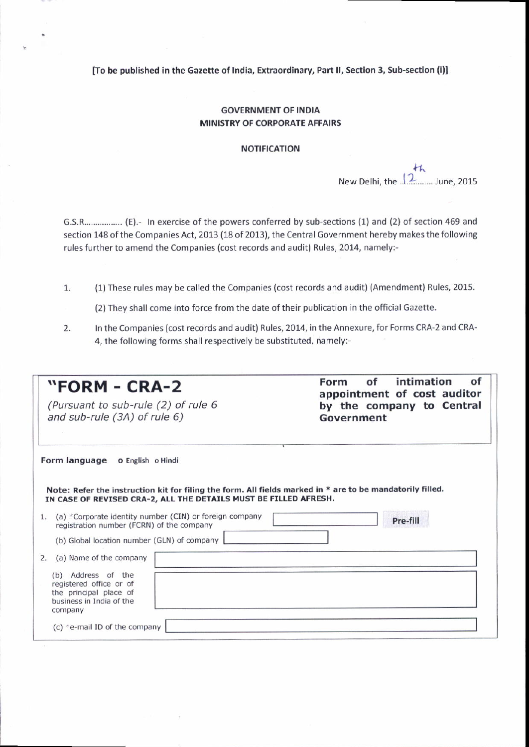[To be published in the Gazette of India, Extraordinary, Part II, Section 3, Sub-section (i)]

**GOVERNMENT OF INDIA**
**MINISTRY OF CORPORATE AFFAIRS**

**NOTIFICATION**

New Delhi, the 12th June, 2015

G.S.R................ (E).- In exercise of the powers conferred by sub-sections (1) and (2) of section 469 and section 148 of the Companies Act, 2013 (18 of 2013), the Central Government hereby makes the following rules further to amend the Companies (cost records and audit) Rules, 2014, namely:-

1. (1) These rules may be called the Companies (cost records and audit) (Amendment) Rules, 2015.

   (2) They shall come into force from the date of their publication in the official Gazette.

2. In the Companies (cost records and audit) Rules, 2014, in the Annexure, for Forms CRA-2 and CRA-4, the following forms shall respectively be substituted, namely:-

# "FORM - CRA-2

*(Pursuant to sub-rule (2) of rule 6 and sub-rule (3A) of rule 6)*

**Form of intimation of appointment of cost auditor by the company to Central Government**

**Form language** o English o Hindi

**Note: Refer the instruction kit for filing the form. All fields marked in * are to be mandatorily filled.**
**IN CASE OF REVISED CRA-2, ALL THE DETAILS MUST BE FILLED AFRESH.**

1. (a) *Corporate identity number (CIN) or foreign company registration number (FCRN) of the company [ ] **Pre-fill**

   (b) Global location number (GLN) of company [ ]

2. (a) Name of the company [ ]

   (b) Address of the registered office or of the principal place of business in India of the company [ ]

   (c) *e-mail ID of the company [ ]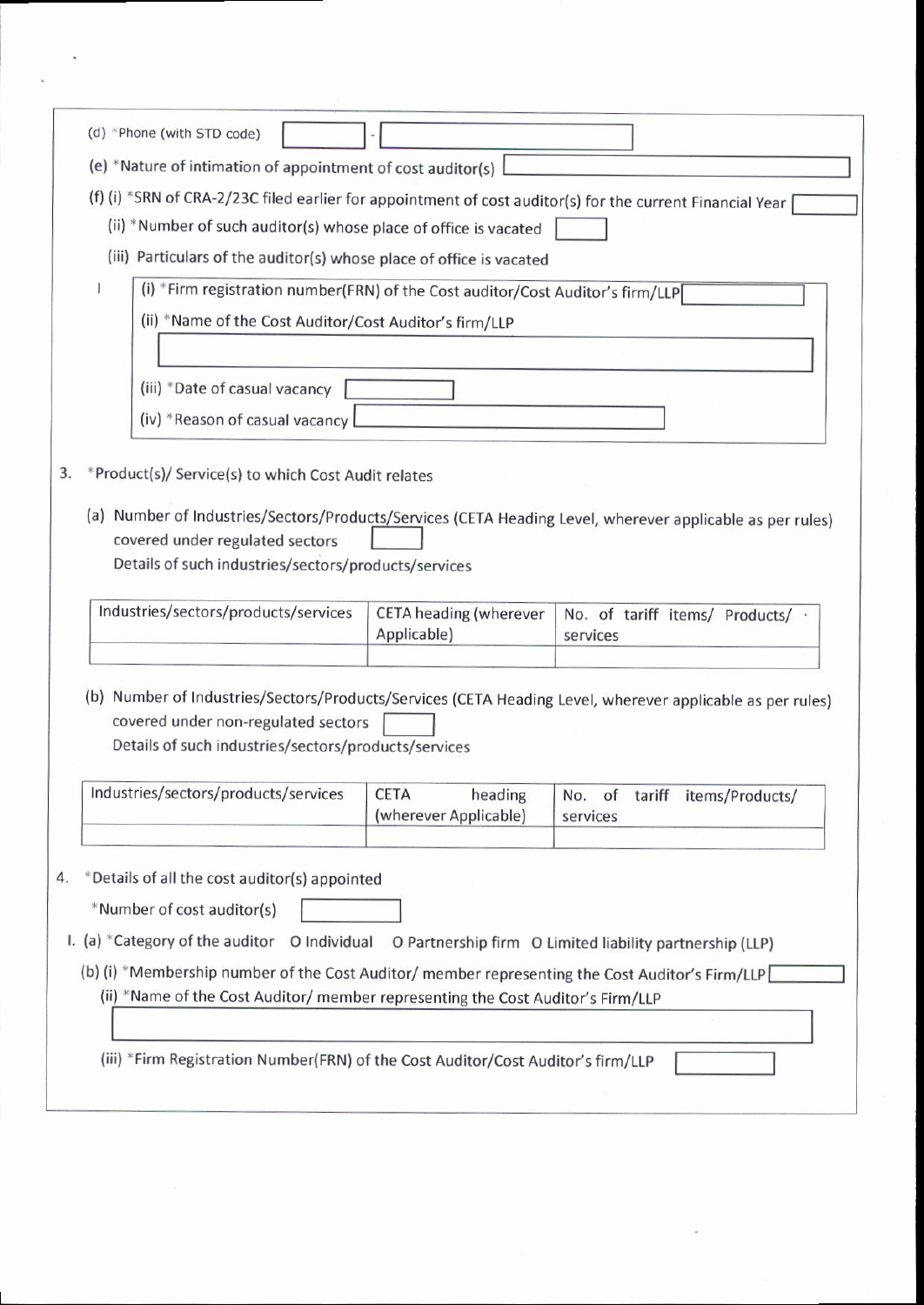(d) *Phone (with STD code) [ ] - [ ]

(e) *Nature of intimation of appointment of cost auditor(s) [ ]

(f) (i) *SRN of CRA-2/23C filed earlier for appointment of cost auditor(s) for the current Financial Year [ ]

(ii) *Number of such auditor(s) whose place of office is vacated [ ]

(iii) Particulars of the auditor(s) whose place of office is vacated

I

(i) *Firm registration number(FRN) of the Cost auditor/Cost Auditor's firm/LLP [ ]

(ii) *Name of the Cost Auditor/Cost Auditor's firm/LLP

[ ]

(iii) *Date of casual vacancy [ ]

(iv) *Reason of casual vacancy [ ]

3. *Product(s)/ Service(s) to which Cost Audit relates

(a) Number of Industries/Sectors/Products/Services (CETA Heading Level, wherever applicable as per rules) covered under regulated sectors [ ]

Details of such industries/sectors/products/services

| Industries/sectors/products/services | CETA heading (wherever Applicable) | No. of tariff items/ Products/ services |
|---|---|---|
| | | |

(b) Number of Industries/Sectors/Products/Services (CETA Heading Level, wherever applicable as per rules) covered under non-regulated sectors [ ]

Details of such industries/sectors/products/services

| Industries/sectors/products/services | CETA heading (wherever Applicable) | No. of tariff items/Products/ services |
|---|---|---|
| | | |

4. *Details of all the cost auditor(s) appointed

*Number of cost auditor(s) [ ]

I. (a) *Category of the auditor O Individual O Partnership firm O Limited liability partnership (LLP)

(b) (i) *Membership number of the Cost Auditor/ member representing the Cost Auditor's Firm/LLP [ ]

(ii) *Name of the Cost Auditor/ member representing the Cost Auditor's Firm/LLP

[ ]

(iii) *Firm Registration Number(FRN) of the Cost Auditor/Cost Auditor's firm/LLP [ ]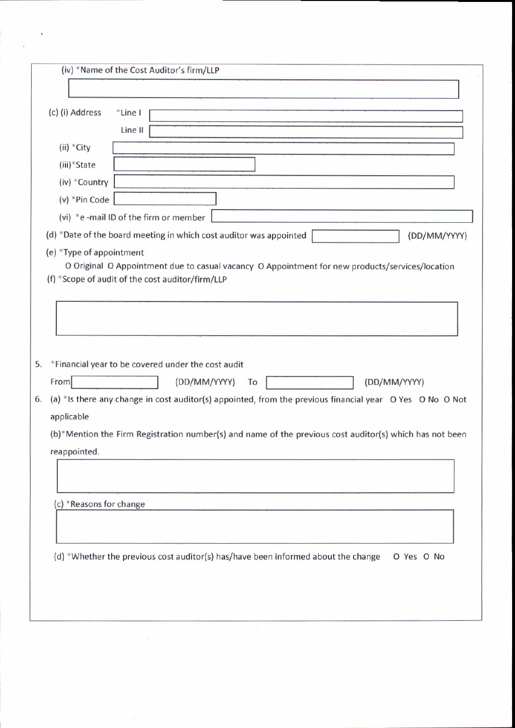(iv) *Name of the Cost Auditor's firm/LLP

(c) (i) Address *Line I

Line II

(ii) *City

(iii) *State

(iv) *Country

(v) *Pin Code

(vi) *e -mail ID of the firm or member

(d) *Date of the board meeting in which cost auditor was appointed (DD/MM/YYYY)

(e) *Type of appointment

O Original O Appointment due to casual vacancy O Appointment for new products/services/location

(f) *Scope of audit of the cost auditor/firm/LLP

5. *Financial year to be covered under the cost audit

From (DD/MM/YYYY) To (DD/MM/YYYY)

6. (a) *Is there any change in cost auditor(s) appointed, from the previous financial year O Yes O No O Not applicable

(b)*Mention the Firm Registration number(s) and name of the previous cost auditor(s) which has not been reappointed.

(c) *Reasons for change

(d) *Whether the previous cost auditor(s) has/have been informed about the change O Yes O No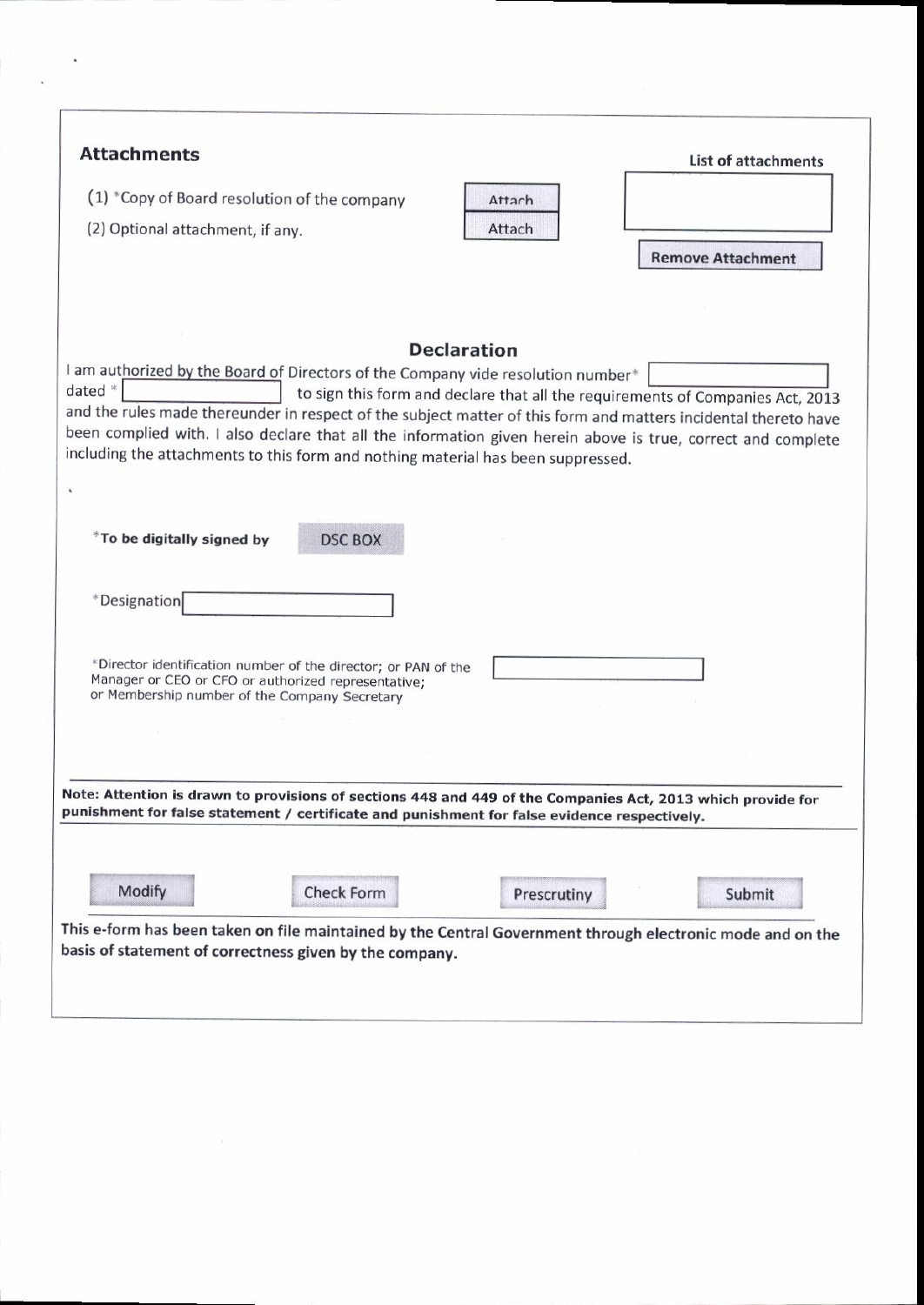## Attachments

**List of attachments**

(1) *Copy of Board resolution of the company Attach

(2) Optional attachment, if any. Attach

Remove Attachment

### Declaration

I am authorized by the Board of Directors of the Company vide resolution number* dated * to sign this form and declare that all the requirements of Companies Act, 2013 and the rules made thereunder in respect of the subject matter of this form and matters incidental thereto have been complied with. I also declare that all the information given herein above is true, correct and complete including the attachments to this form and nothing material has been suppressed.

***To be digitally signed by** DSC BOX

*Designation

*Director identification number of the director; or PAN of the Manager or CEO or CFO or authorized representative; or Membership number of the Company Secretary

**Note: Attention is drawn to provisions of sections 448 and 449 of the Companies Act, 2013 which provide for punishment for false statement / certificate and punishment for false evidence respectively.**

Modify Check Form Prescrutiny Submit

**This e-form has been taken on file maintained by the Central Government through electronic mode and on the basis of statement of correctness given by the company.**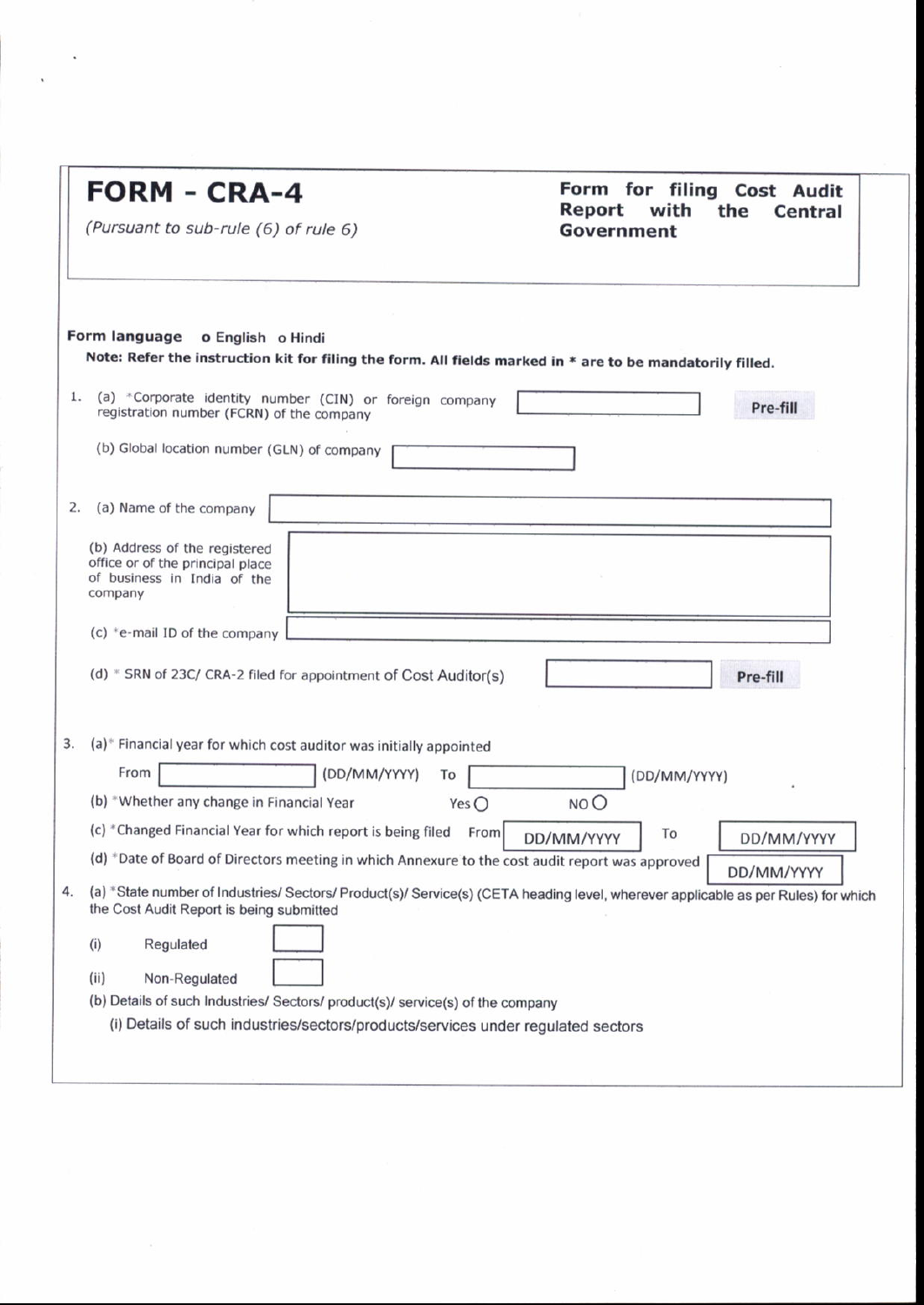# FORM - CRA-4

*(Pursuant to sub-rule (6) of rule 6)*

**Form for filing Cost Audit Report with the Central Government**

**Form language** o English o Hindi

**Note: Refer the instruction kit for filing the form. All fields marked in * are to be mandatorily filled.**

1. (a) *Corporate identity number (CIN) or foreign company registration number (FCRN) of the company [ ] Pre-fill

   (b) Global location number (GLN) of company [ ]

2. (a) Name of the company [ ]

   (b) Address of the registered office or of the principal place of business in India of the company [ ]

   (c) *e-mail ID of the company [ ]

   (d) * SRN of 23C/ CRA-2 filed for appointment of Cost Auditor(s) [ ] Pre-fill

3. (a)* Financial year for which cost auditor was initially appointed

   From [ ] (DD/MM/YYYY) To [ ] (DD/MM/YYYY)

   (b) *Whether any change in Financial Year Yes ○ NO ○

   (c) *Changed Financial Year for which report is being filed From DD/MM/YYYY To DD/MM/YYYY

   (d) *Date of Board of Directors meeting in which Annexure to the cost audit report was approved DD/MM/YYYY

4. (a) *State number of Industries/ Sectors/ Product(s)/ Service(s) (CETA heading level, wherever applicable as per Rules) for which the Cost Audit Report is being submitted

   (i) Regulated [ ]

   (ii) Non-Regulated [ ]

   (b) Details of such Industries/ Sectors/ product(s)/ service(s) of the company

   (i) Details of such industries/sectors/products/services under regulated sectors